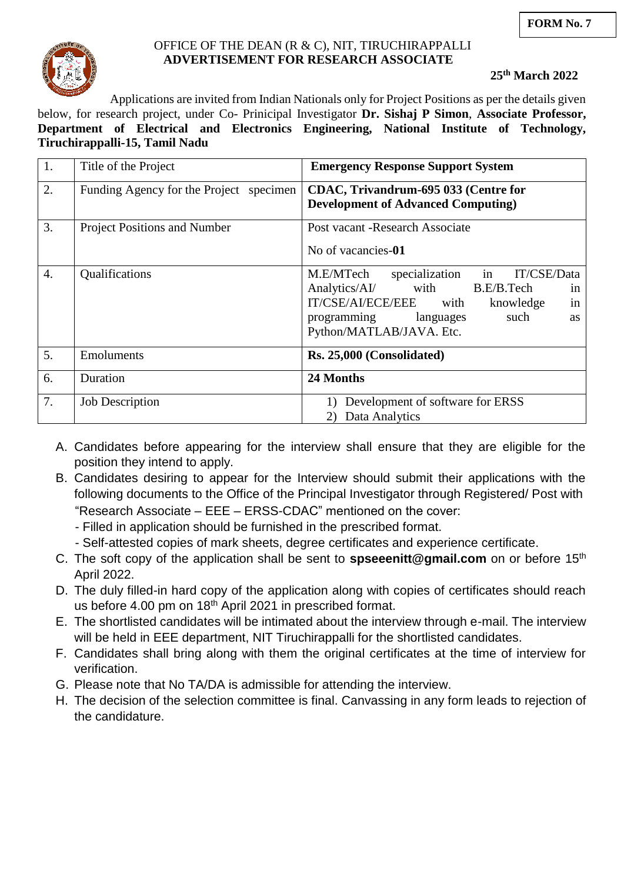**FORM No. 7**

OFFICE OF THE DEAN (R & C), NIT, TIRUCHIRAPPALLI
**ADVERTISEMENT FOR RESEARCH ASSOCIATE**

**25th March 2022**

Applications are invited from Indian Nationals only for Project Positions as per the details given below, for research project, under Co- Prinicipal Investigator **Dr. Sishaj P Simon**, **Associate Professor, Department of Electrical and Electronics Engineering, National Institute of Technology, Tiruchirappalli-15, Tamil Nadu**

| | | |
|---|---|---|
| 1. | Title of the Project | **Emergency Response Support System** |
| 2. | Funding Agency for the Project specimen | **CDAC, Trivandrum-695 033 (Centre for Development of Advanced Computing)** |
| 3. | Project Positions and Number | Post vacant -Research Associate<br>No of vacancies-**01** |
| 4. | Qualifications | M.E/MTech specialization in IT/CSE/Data Analytics/AI/ with B.E/B.Tech in IT/CSE/AI/ECE/EEE with knowledge in programming languages such as Python/MATLAB/JAVA. Etc. |
| 5. | Emoluments | **Rs. 25,000 (Consolidated)** |
| 6. | Duration | **24 Months** |
| 7. | Job Description | 1) Development of software for ERSS<br>2) Data Analytics |

A. Candidates before appearing for the interview shall ensure that they are eligible for the position they intend to apply.
B. Candidates desiring to appear for the Interview should submit their applications with the following documents to the Office of the Principal Investigator through Registered/ Post with "Research Associate – EEE – ERSS-CDAC" mentioned on the cover:
   - Filled in application should be furnished in the prescribed format.
   - Self-attested copies of mark sheets, degree certificates and experience certificate.
C. The soft copy of the application shall be sent to **spseeenitt@gmail.com** on or before 15th April 2022.
D. The duly filled-in hard copy of the application along with copies of certificates should reach us before 4.00 pm on 18th April 2021 in prescribed format.
E. The shortlisted candidates will be intimated about the interview through e-mail. The interview will be held in EEE department, NIT Tiruchirappalli for the shortlisted candidates.
F. Candidates shall bring along with them the original certificates at the time of interview for verification.
G. Please note that No TA/DA is admissible for attending the interview.
H. The decision of the selection committee is final. Canvassing in any form leads to rejection of the candidature.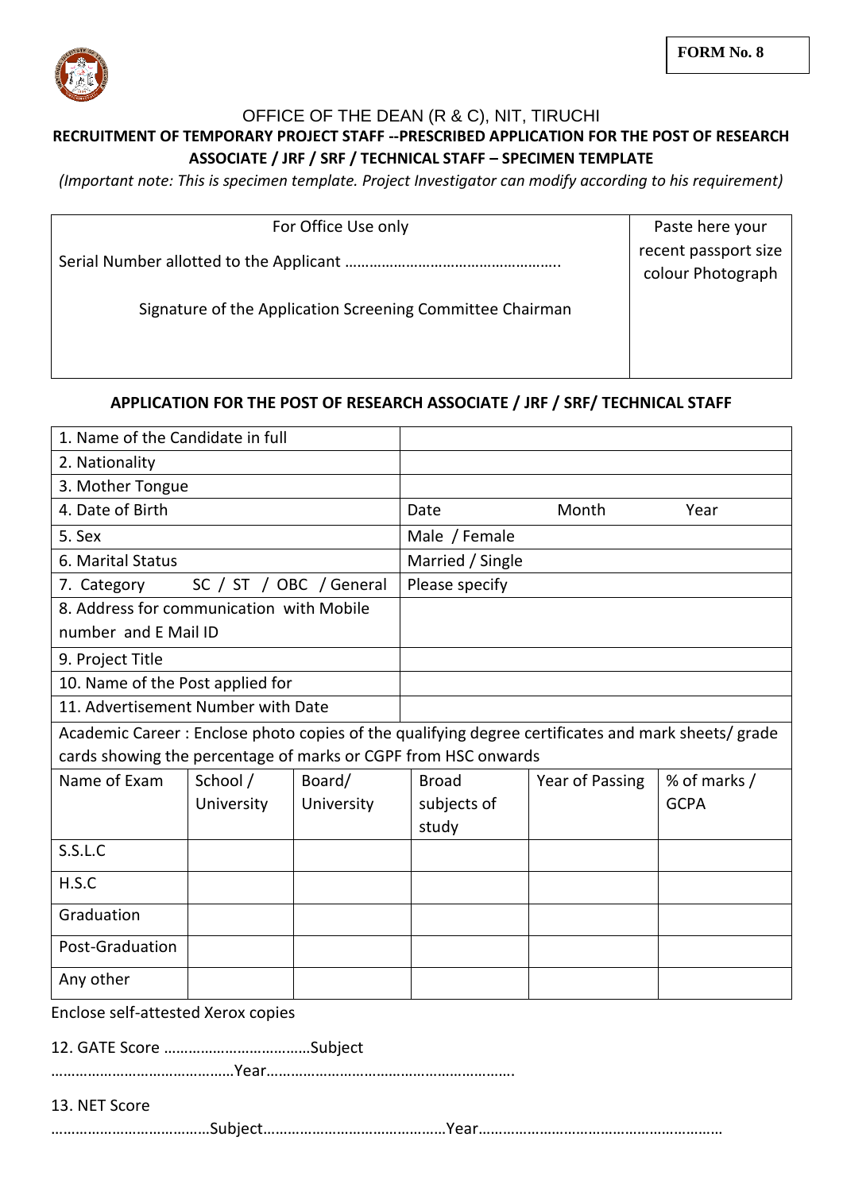**FORM No. 8**

OFFICE OF THE DEAN (R & C), NIT, TIRUCHI

**RECRUITMENT OF TEMPORARY PROJECT STAFF --PRESCRIBED APPLICATION FOR THE POST OF RESEARCH ASSOCIATE / JRF / SRF / TECHNICAL STAFF – SPECIMEN TEMPLATE**

*(Important note: This is specimen template. Project Investigator can modify according to his requirement)*

| For Office Use only | Paste here your recent passport size colour Photograph |
|---|---|
| Serial Number allotted to the Applicant …………………………………………….. | |
| Signature of the Application Screening Committee Chairman | |

**APPLICATION FOR THE POST OF RESEARCH ASSOCIATE / JRF / SRF/ TECHNICAL STAFF**

| | |
|---|---|
| 1. Name of the Candidate in full | |
| 2. Nationality | |
| 3. Mother Tongue | |
| 4. Date of Birth | Date Month Year |
| 5. Sex | Male / Female |
| 6. Marital Status | Married / Single |
| 7. Category SC / ST / OBC / General | Please specify |
| 8. Address for communication with Mobile number and E Mail ID | |
| 9. Project Title | |
| 10. Name of the Post applied for | |
| 11. Advertisement Number with Date | |

Academic Career : Enclose photo copies of the qualifying degree certificates and mark sheets/ grade cards showing the percentage of marks or CGPF from HSC onwards

| Name of Exam | School / University | Board/ University | Broad subjects of study | Year of Passing | % of marks / GCPA |
|---|---|---|---|---|---|
| S.S.L.C | | | | | |
| H.S.C | | | | | |
| Graduation | | | | | |
| Post-Graduation | | | | | |
| Any other | | | | | |

Enclose self-attested Xerox copies

12. GATE Score ………………………………Subject ………………………………………Year…………………………………………………….

13. NET Score …………………………………Subject………………………………………Year……………………………………………………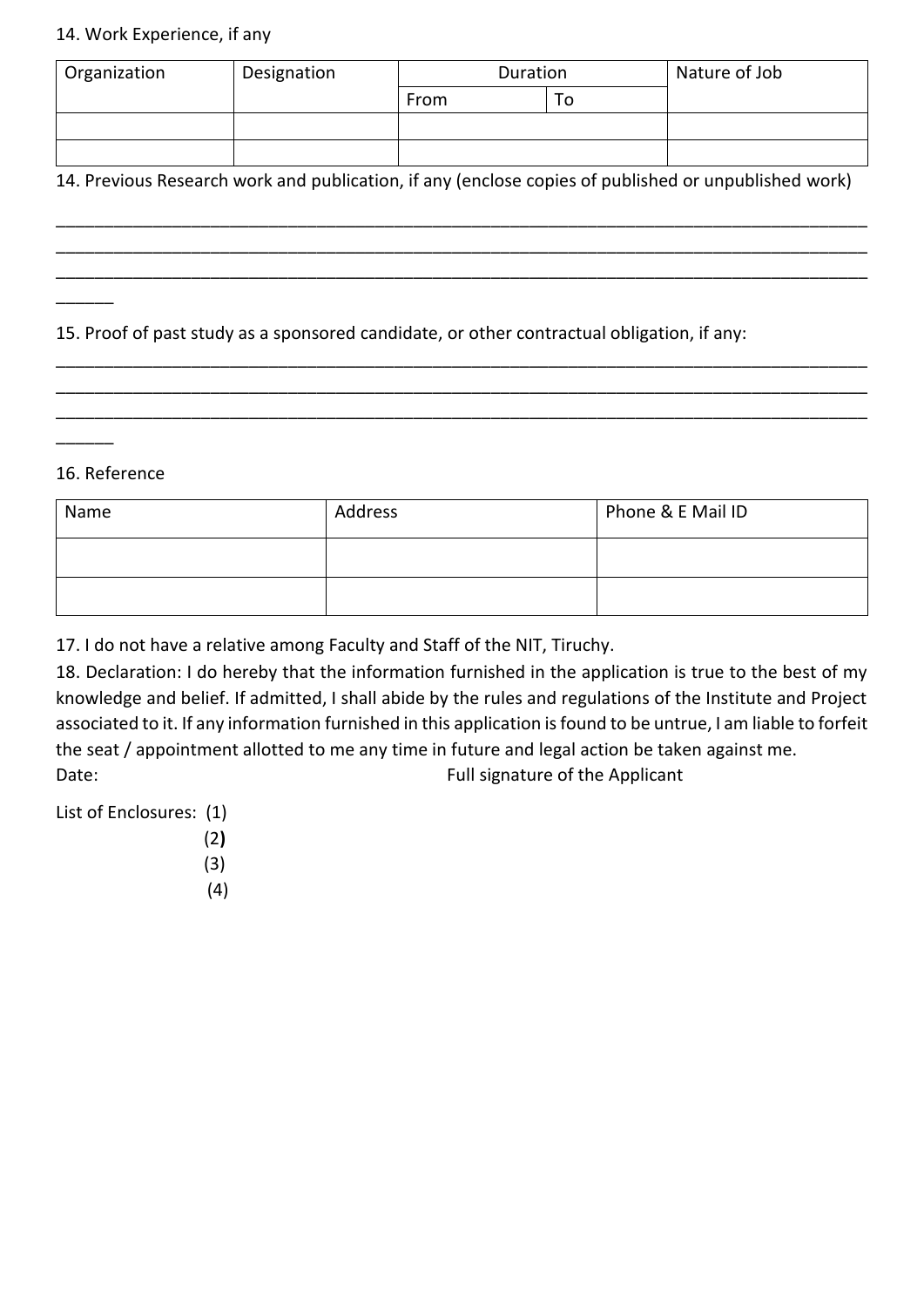14. Work Experience, if any

| Organization | Designation | Duration | | Nature of Job |
|---|---|---|---|---|
| | | From | To | |
| | | | | |
| | | | | |

14. Previous Research work and publication, if any (enclose copies of published or unpublished work)

_________________________________________________________________________________________
_________________________________________________________________________________________
_________________________________________________________________________________________
______

15. Proof of past study as a sponsored candidate, or other contractual obligation, if any:

_________________________________________________________________________________________
_________________________________________________________________________________________
_________________________________________________________________________________________
______

16. Reference

| Name | Address | Phone & E Mail ID |
|---|---|---|
| | | |
| | | |

17. I do not have a relative among Faculty and Staff of the NIT, Tiruchy.

18. Declaration: I do hereby that the information furnished in the application is true to the best of my knowledge and belief. If admitted, I shall abide by the rules and regulations of the Institute and Project associated to it. If any information furnished in this application is found to be untrue, I am liable to forfeit the seat / appointment allotted to me any time in future and legal action be taken against me.

Date: Full signature of the Applicant

List of Enclosures: (1)
(2)
(3)
(4)